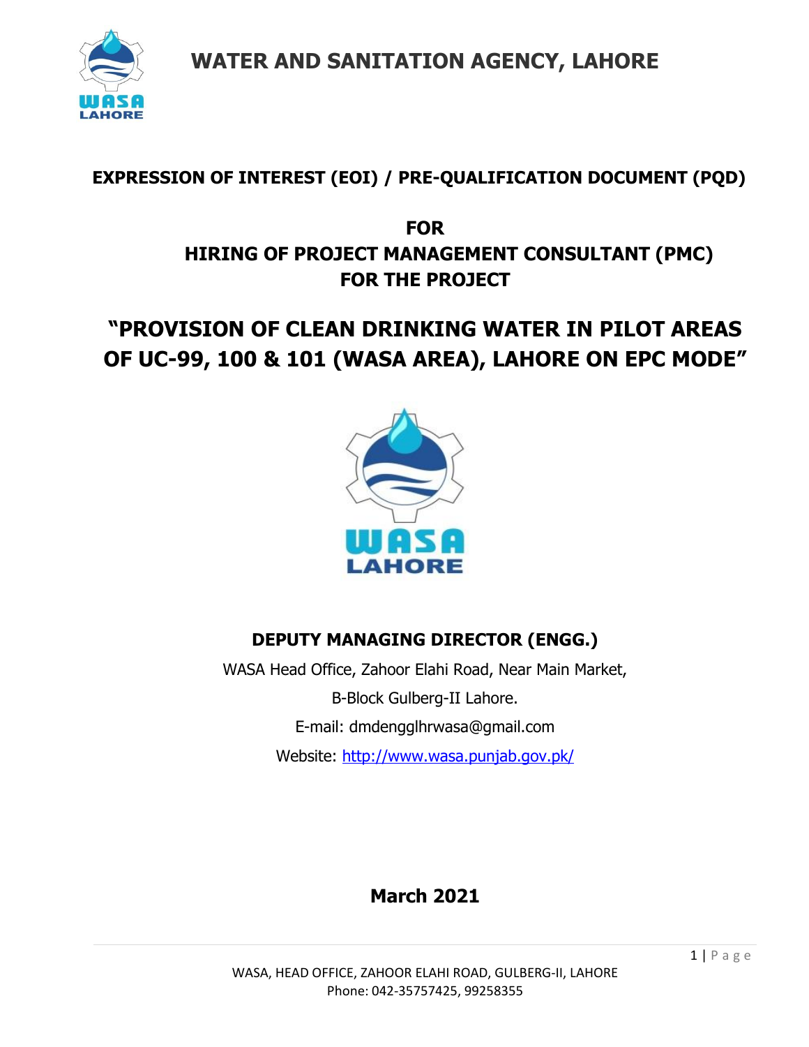# WATER AND SANITATION AGENCY, LAHORE

**EXPRESSION OF INTEREST (EOI) / PRE-QUALIFICATION DOCUMENT (PQD)**

**FOR**
**HIRING OF PROJECT MANAGEMENT CONSULTANT (PMC)**
**FOR THE PROJECT**

## "PROVISION OF CLEAN DRINKING WATER IN PILOT AREAS OF UC-99, 100 & 101 (WASA AREA), LAHORE ON EPC MODE"

**DEPUTY MANAGING DIRECTOR (ENGG.)**

WASA Head Office, Zahoor Elahi Road, Near Main Market,

B-Block Gulberg-II Lahore.

E-mail: dmdengglhrwasa@gmail.com

Website: http://www.wasa.punjab.gov.pk/

**March 2021**

WASA, HEAD OFFICE, ZAHOOR ELAHI ROAD, GULBERG-II, LAHORE
Phone: 042-35757425, 99258355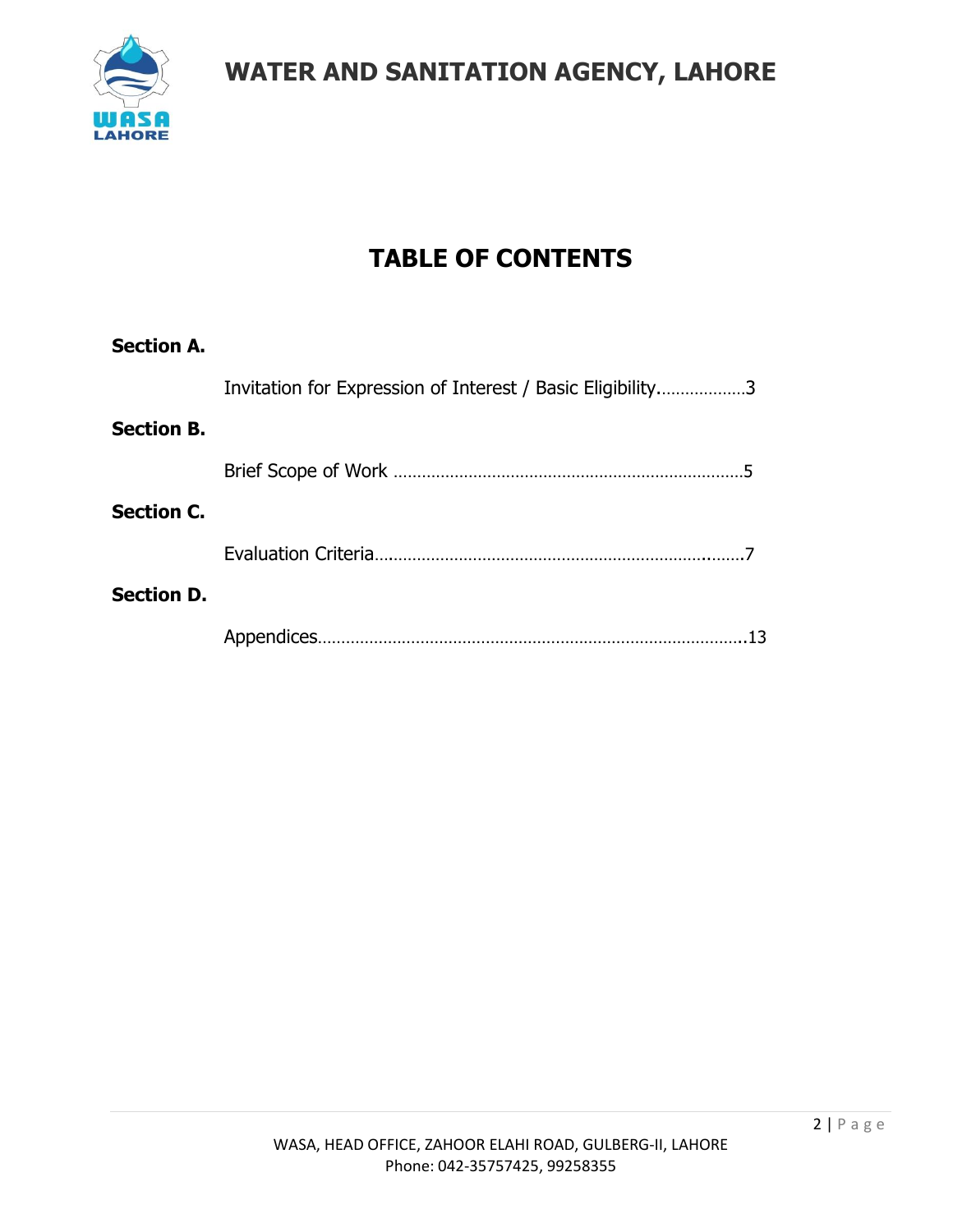# TABLE OF CONTENTS

**Section A.**

Invitation for Expression of Interest / Basic Eligibility..................3

**Section B.**

Brief Scope of Work ..........................................................................5

**Section C.**

Evaluation Criteria................................................................................7

**Section D.**

Appendices..........................................................................................13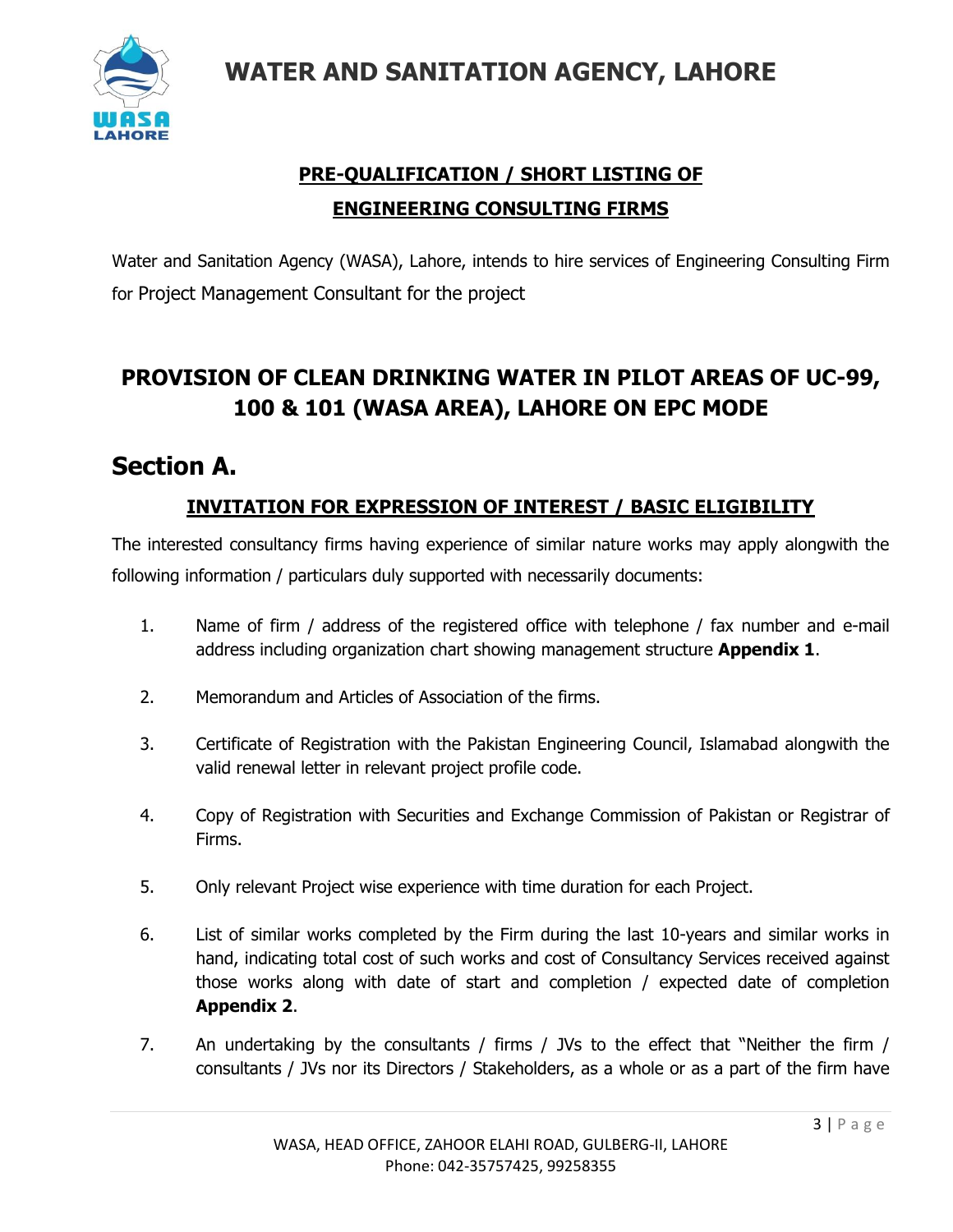## PRE-QUALIFICATION / SHORT LISTING OF ENGINEERING CONSULTING FIRMS

Water and Sanitation Agency (WASA), Lahore, intends to hire services of Engineering Consulting Firm for Project Management Consultant for the project

## PROVISION OF CLEAN DRINKING WATER IN PILOT AREAS OF UC-99, 100 & 101 (WASA AREA), LAHORE ON EPC MODE

# Section A.

### INVITATION FOR EXPRESSION OF INTEREST / BASIC ELIGIBILITY

The interested consultancy firms having experience of similar nature works may apply alongwith the following information / particulars duly supported with necessarily documents:

1. Name of firm / address of the registered office with telephone / fax number and e-mail address including organization chart showing management structure **Appendix 1**.

2. Memorandum and Articles of Association of the firms.

3. Certificate of Registration with the Pakistan Engineering Council, Islamabad alongwith the valid renewal letter in relevant project profile code.

4. Copy of Registration with Securities and Exchange Commission of Pakistan or Registrar of Firms.

5. Only relevant Project wise experience with time duration for each Project.

6. List of similar works completed by the Firm during the last 10-years and similar works in hand, indicating total cost of such works and cost of Consultancy Services received against those works along with date of start and completion / expected date of completion **Appendix 2**.

7. An undertaking by the consultants / firms / JVs to the effect that "Neither the firm / consultants / JVs nor its Directors / Stakeholders, as a whole or as a part of the firm have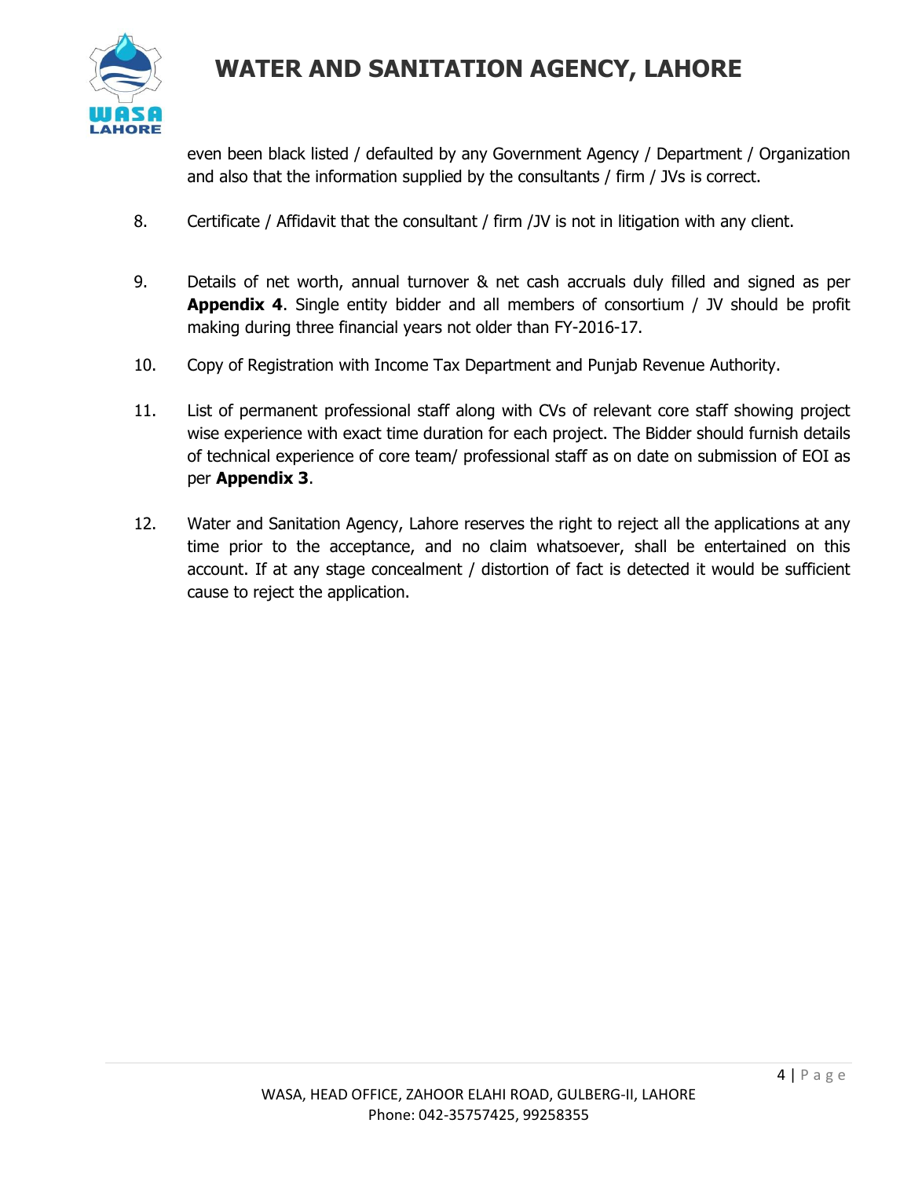even been black listed / defaulted by any Government Agency / Department / Organization and also that the information supplied by the consultants / firm / JVs is correct.

8. Certificate / Affidavit that the consultant / firm /JV is not in litigation with any client.

9. Details of net worth, annual turnover & net cash accruals duly filled and signed as per **Appendix 4**. Single entity bidder and all members of consortium / JV should be profit making during three financial years not older than FY-2016-17.

10. Copy of Registration with Income Tax Department and Punjab Revenue Authority.

11. List of permanent professional staff along with CVs of relevant core staff showing project wise experience with exact time duration for each project. The Bidder should furnish details of technical experience of core team/ professional staff as on date on submission of EOI as per **Appendix 3**.

12. Water and Sanitation Agency, Lahore reserves the right to reject all the applications at any time prior to the acceptance, and no claim whatsoever, shall be entertained on this account. If at any stage concealment / distortion of fact is detected it would be sufficient cause to reject the application.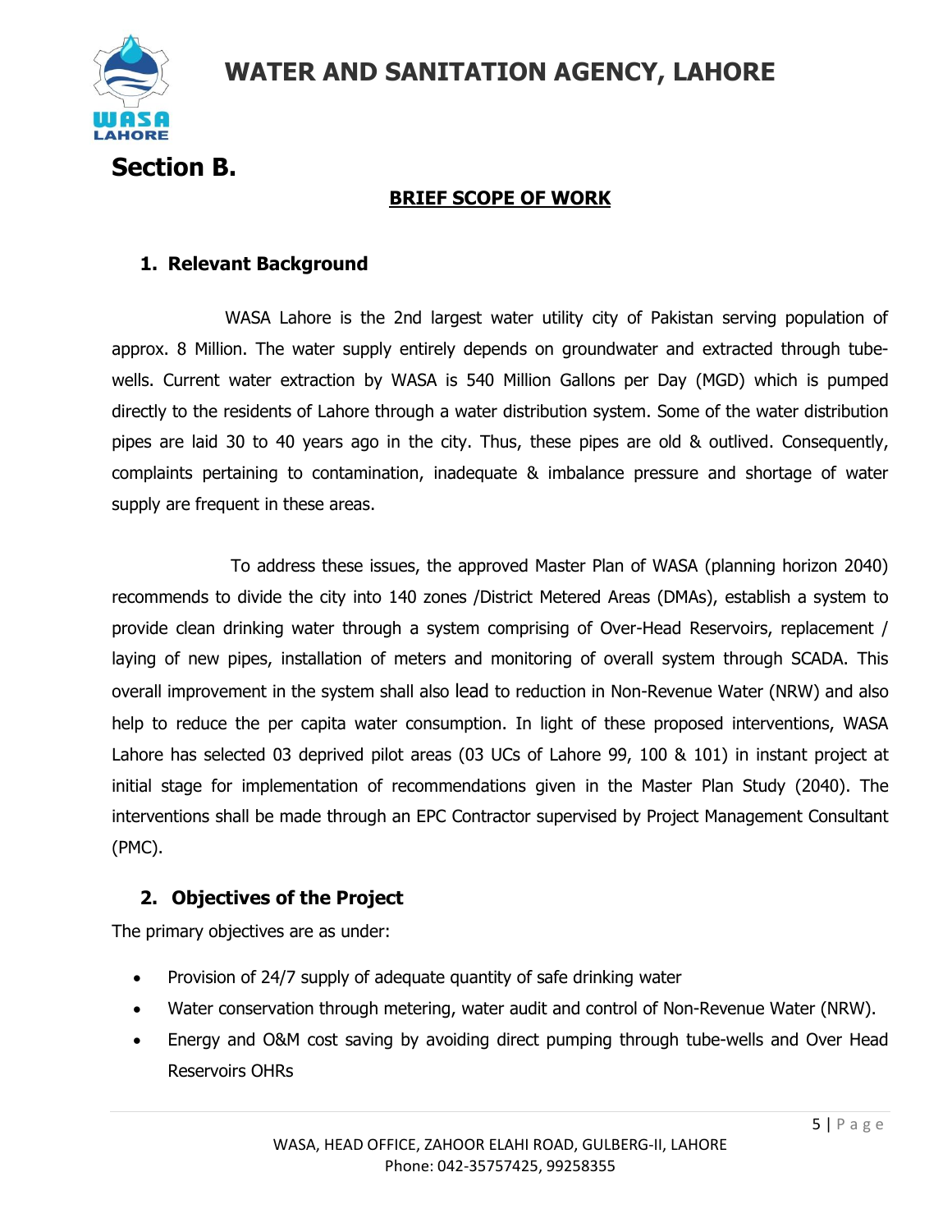# Section B.

## BRIEF SCOPE OF WORK

### 1. Relevant Background

WASA Lahore is the 2nd largest water utility city of Pakistan serving population of approx. 8 Million. The water supply entirely depends on groundwater and extracted through tube-wells. Current water extraction by WASA is 540 Million Gallons per Day (MGD) which is pumped directly to the residents of Lahore through a water distribution system. Some of the water distribution pipes are laid 30 to 40 years ago in the city. Thus, these pipes are old & outlived. Consequently, complaints pertaining to contamination, inadequate & imbalance pressure and shortage of water supply are frequent in these areas.

To address these issues, the approved Master Plan of WASA (planning horizon 2040) recommends to divide the city into 140 zones /District Metered Areas (DMAs), establish a system to provide clean drinking water through a system comprising of Over-Head Reservoirs, replacement / laying of new pipes, installation of meters and monitoring of overall system through SCADA. This overall improvement in the system shall also lead to reduction in Non-Revenue Water (NRW) and also help to reduce the per capita water consumption. In light of these proposed interventions, WASA Lahore has selected 03 deprived pilot areas (03 UCs of Lahore 99, 100 & 101) in instant project at initial stage for implementation of recommendations given in the Master Plan Study (2040). The interventions shall be made through an EPC Contractor supervised by Project Management Consultant (PMC).

### 2. Objectives of the Project

The primary objectives are as under:

- Provision of 24/7 supply of adequate quantity of safe drinking water
- Water conservation through metering, water audit and control of Non-Revenue Water (NRW).
- Energy and O&M cost saving by avoiding direct pumping through tube-wells and Over Head Reservoirs OHRs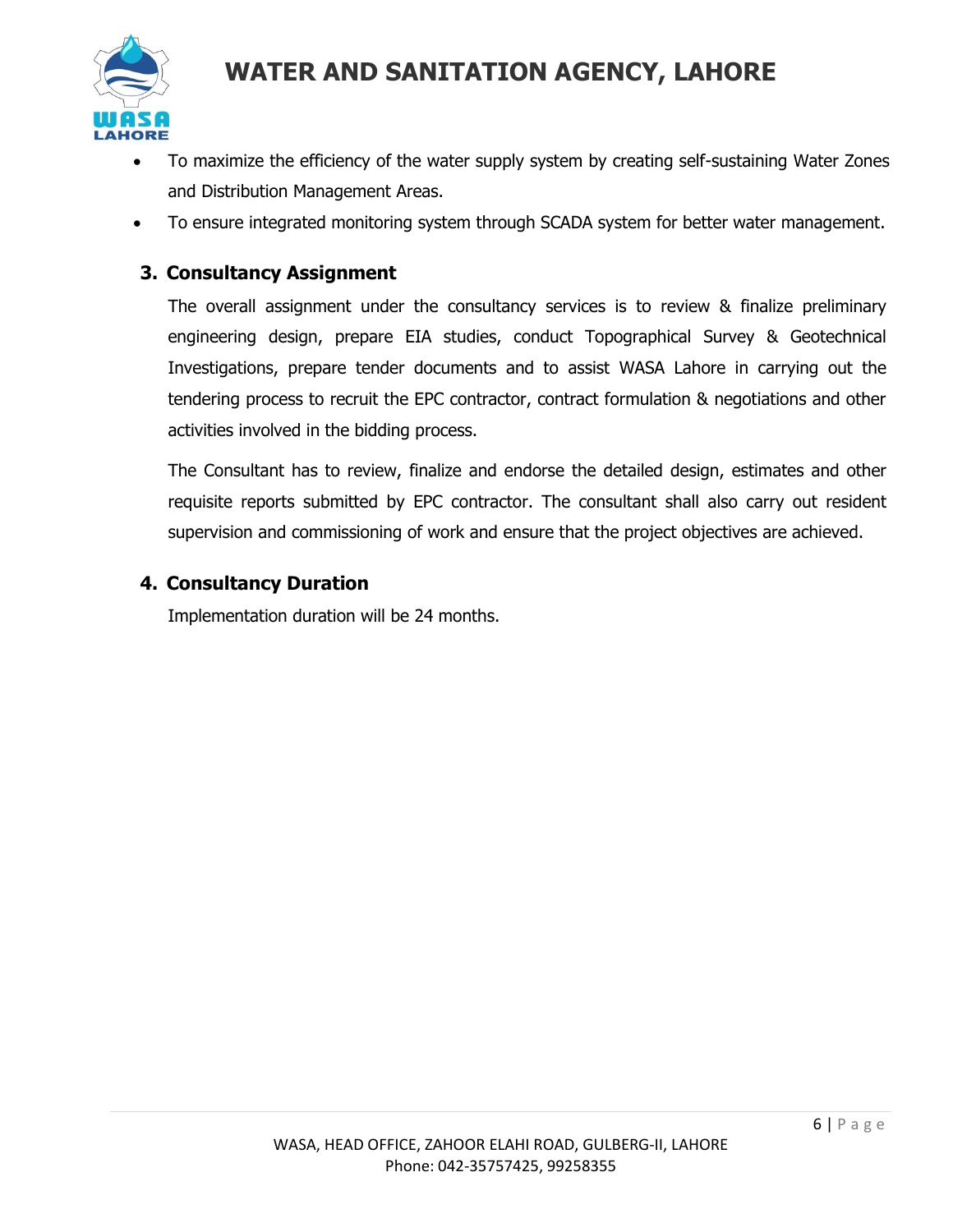- To maximize the efficiency of the water supply system by creating self-sustaining Water Zones and Distribution Management Areas.
- To ensure integrated monitoring system through SCADA system for better water management.

## 3. Consultancy Assignment

The overall assignment under the consultancy services is to review & finalize preliminary engineering design, prepare EIA studies, conduct Topographical Survey & Geotechnical Investigations, prepare tender documents and to assist WASA Lahore in carrying out the tendering process to recruit the EPC contractor, contract formulation & negotiations and other activities involved in the bidding process.

The Consultant has to review, finalize and endorse the detailed design, estimates and other requisite reports submitted by EPC contractor. The consultant shall also carry out resident supervision and commissioning of work and ensure that the project objectives are achieved.

## 4. Consultancy Duration

Implementation duration will be 24 months.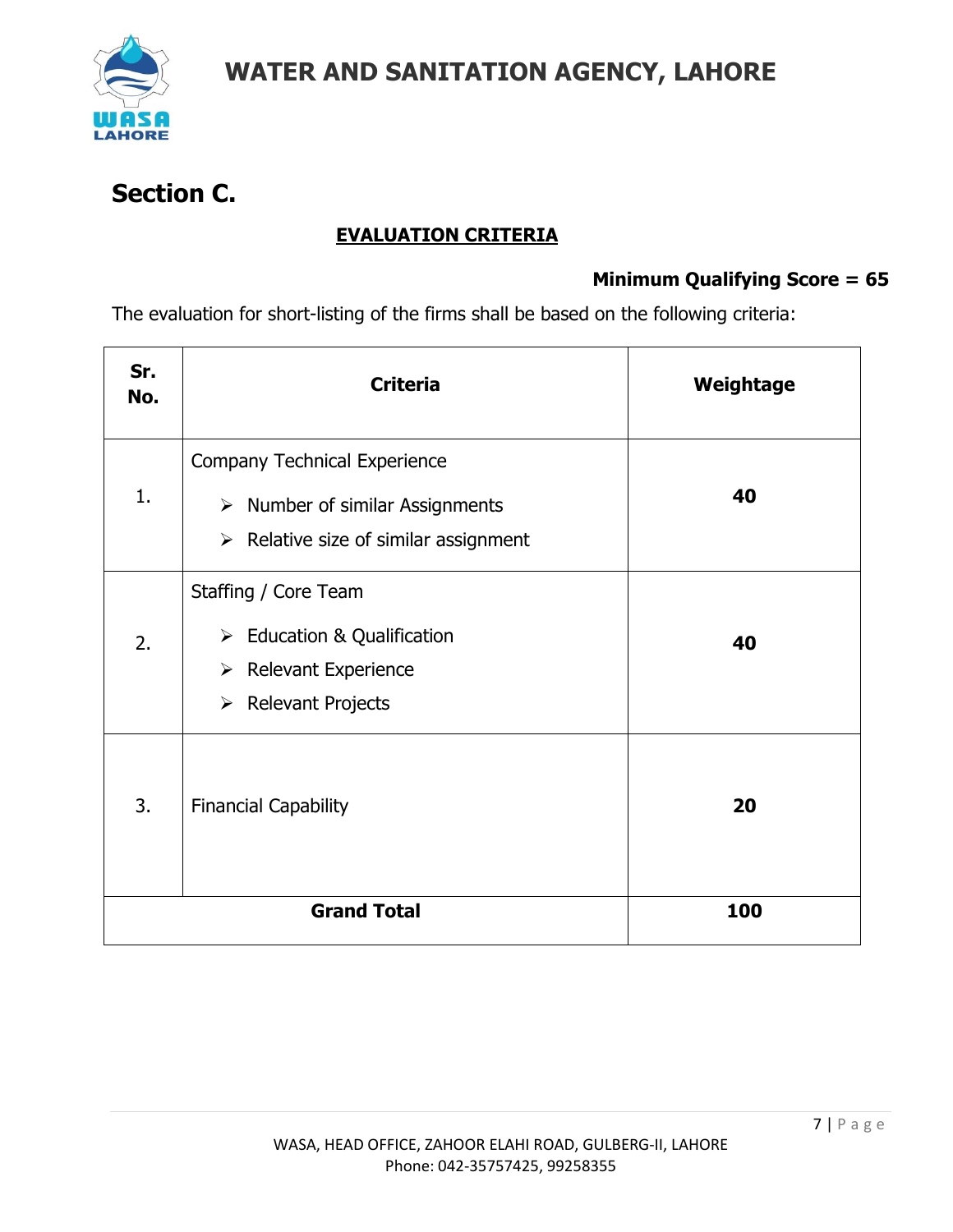## Section C.

**EVALUATION CRITERIA**

**Minimum Qualifying Score = 65**

The evaluation for short-listing of the firms shall be based on the following criteria:

| Sr. No. | Criteria | Weightage |
|---|---|---|
| 1. | Company Technical Experience<br>➢ Number of similar Assignments<br>➢ Relative size of similar assignment | **40** |
| 2. | Staffing / Core Team<br>➢ Education & Qualification<br>➢ Relevant Experience<br>➢ Relevant Projects | **40** |
| 3. | Financial Capability | **20** |
| **Grand Total** | | **100** |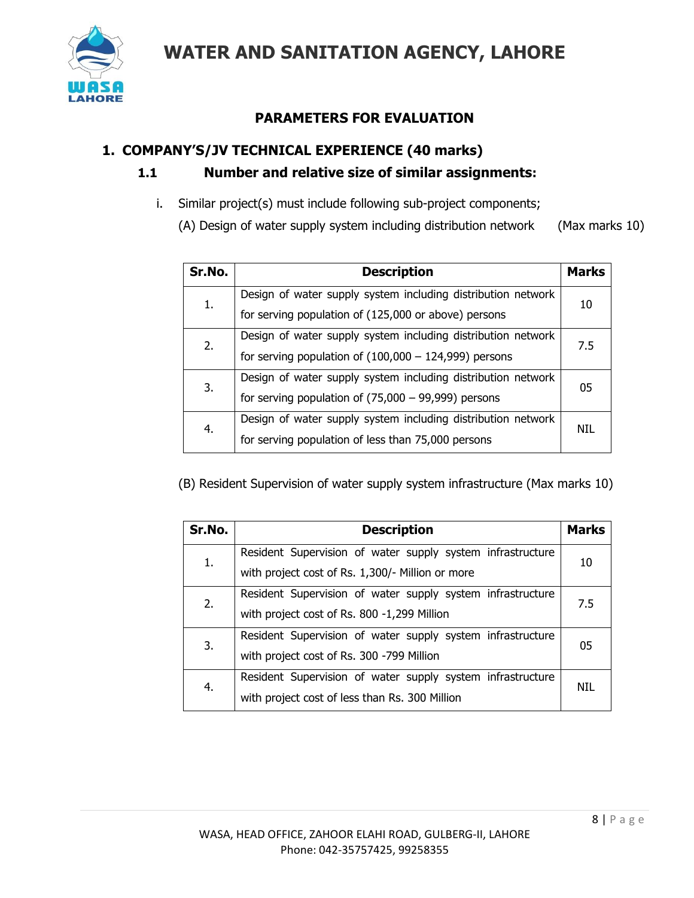# PARAMETERS FOR EVALUATION

## 1. COMPANY'S/JV TECHNICAL EXPERIENCE (40 marks)

### 1.1 Number and relative size of similar assignments:

i. Similar project(s) must include following sub-project components;

(A) Design of water supply system including distribution network (Max marks 10)

| Sr.No. | Description | Marks |
|---|---|---|
| 1. | Design of water supply system including distribution network for serving population of (125,000 or above) persons | 10 |
| 2. | Design of water supply system including distribution network for serving population of (100,000 – 124,999) persons | 7.5 |
| 3. | Design of water supply system including distribution network for serving population of (75,000 – 99,999) persons | 05 |
| 4. | Design of water supply system including distribution network for serving population of less than 75,000 persons | NIL |

(B) Resident Supervision of water supply system infrastructure (Max marks 10)

| Sr.No. | Description | Marks |
|---|---|---|
| 1. | Resident Supervision of water supply system infrastructure with project cost of Rs. 1,300/- Million or more | 10 |
| 2. | Resident Supervision of water supply system infrastructure with project cost of Rs. 800 -1,299 Million | 7.5 |
| 3. | Resident Supervision of water supply system infrastructure with project cost of Rs. 300 -799 Million | 05 |
| 4. | Resident Supervision of water supply system infrastructure with project cost of less than Rs. 300 Million | NIL |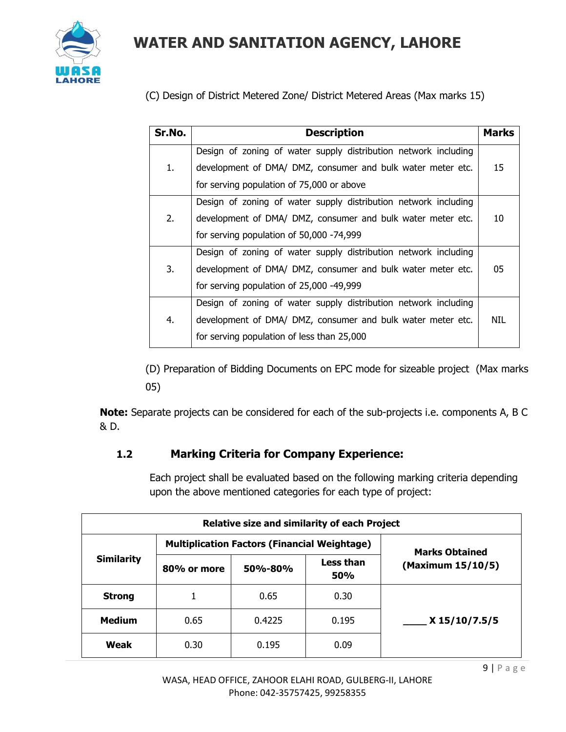(C) Design of District Metered Zone/ District Metered Areas (Max marks 15)

| Sr.No. | Description | Marks |
|---|---|---|
| 1. | Design of zoning of water supply distribution network including development of DMA/ DMZ, consumer and bulk water meter etc. for serving population of 75,000 or above | 15 |
| 2. | Design of zoning of water supply distribution network including development of DMA/ DMZ, consumer and bulk water meter etc. for serving population of 50,000 -74,999 | 10 |
| 3. | Design of zoning of water supply distribution network including development of DMA/ DMZ, consumer and bulk water meter etc. for serving population of 25,000 -49,999 | 05 |
| 4. | Design of zoning of water supply distribution network including development of DMA/ DMZ, consumer and bulk water meter etc. for serving population of less than 25,000 | NIL |

(D) Preparation of Bidding Documents on EPC mode for sizeable project (Max marks 05)

**Note:** Separate projects can be considered for each of the sub-projects i.e. components A, B C & D.

### 1.2 Marking Criteria for Company Experience:

Each project shall be evaluated based on the following marking criteria depending upon the above mentioned categories for each type of project:

| Relative size and similarity of each Project | | | | |
|---|---|---|---|---|
| **Similarity** | **Multiplication Factors (Financial Weightage)** | | | **Marks Obtained (Maximum 15/10/5)** |
| | **80% or more** | **50%-80%** | **Less than 50%** | |
| **Strong** | 1 | 0.65 | 0.30 | **____ X 15/10/7.5/5** |
| **Medium** | 0.65 | 0.4225 | 0.195 | |
| **Weak** | 0.30 | 0.195 | 0.09 | |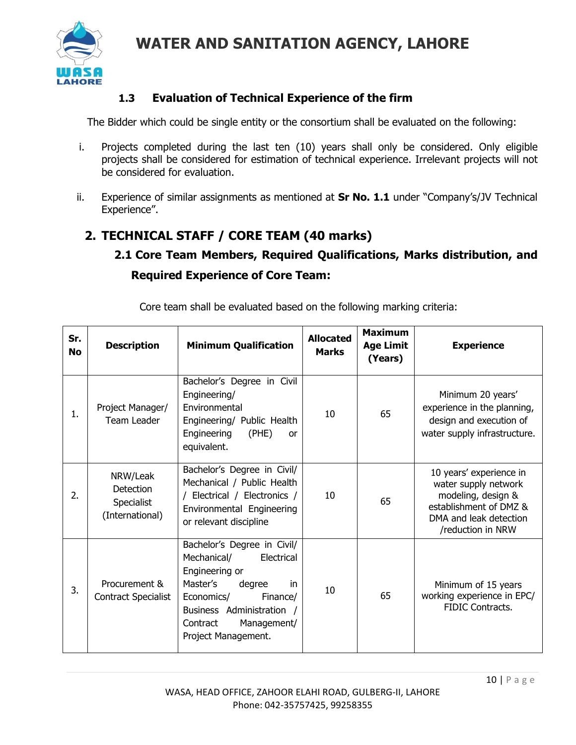### 1.3 Evaluation of Technical Experience of the firm

The Bidder which could be single entity or the consortium shall be evaluated on the following:

i. Projects completed during the last ten (10) years shall only be considered. Only eligible projects shall be considered for estimation of technical experience. Irrelevant projects will not be considered for evaluation.

ii. Experience of similar assignments as mentioned at **Sr No. 1.1** under "Company's/JV Technical Experience".

## 2. TECHNICAL STAFF / CORE TEAM (40 marks)

### 2.1 Core Team Members, Required Qualifications, Marks distribution, and Required Experience of Core Team:

Core team shall be evaluated based on the following marking criteria:

| Sr. No | Description | Minimum Qualification | Allocated Marks | Maximum Age Limit (Years) | Experience |
|---|---|---|---|---|---|
| 1. | Project Manager/ Team Leader | Bachelor's Degree in Civil Engineering/ Environmental Engineering/ Public Health Engineering (PHE) or equivalent. | 10 | 65 | Minimum 20 years' experience in the planning, design and execution of water supply infrastructure. |
| 2. | NRW/Leak Detection Specialist (International) | Bachelor's Degree in Civil/ Mechanical / Public Health / Electrical / Electronics / Environmental Engineering or relevant discipline | 10 | 65 | 10 years' experience in water supply network modeling, design & establishment of DMZ & DMA and leak detection /reduction in NRW |
| 3. | Procurement & Contract Specialist | Bachelor's Degree in Civil/ Mechanical/ Electrical Engineering or Master's degree in Economics/ Finance/ Business Administration / Contract Management/ Project Management. | 10 | 65 | Minimum of 15 years working experience in EPC/ FIDIC Contracts. |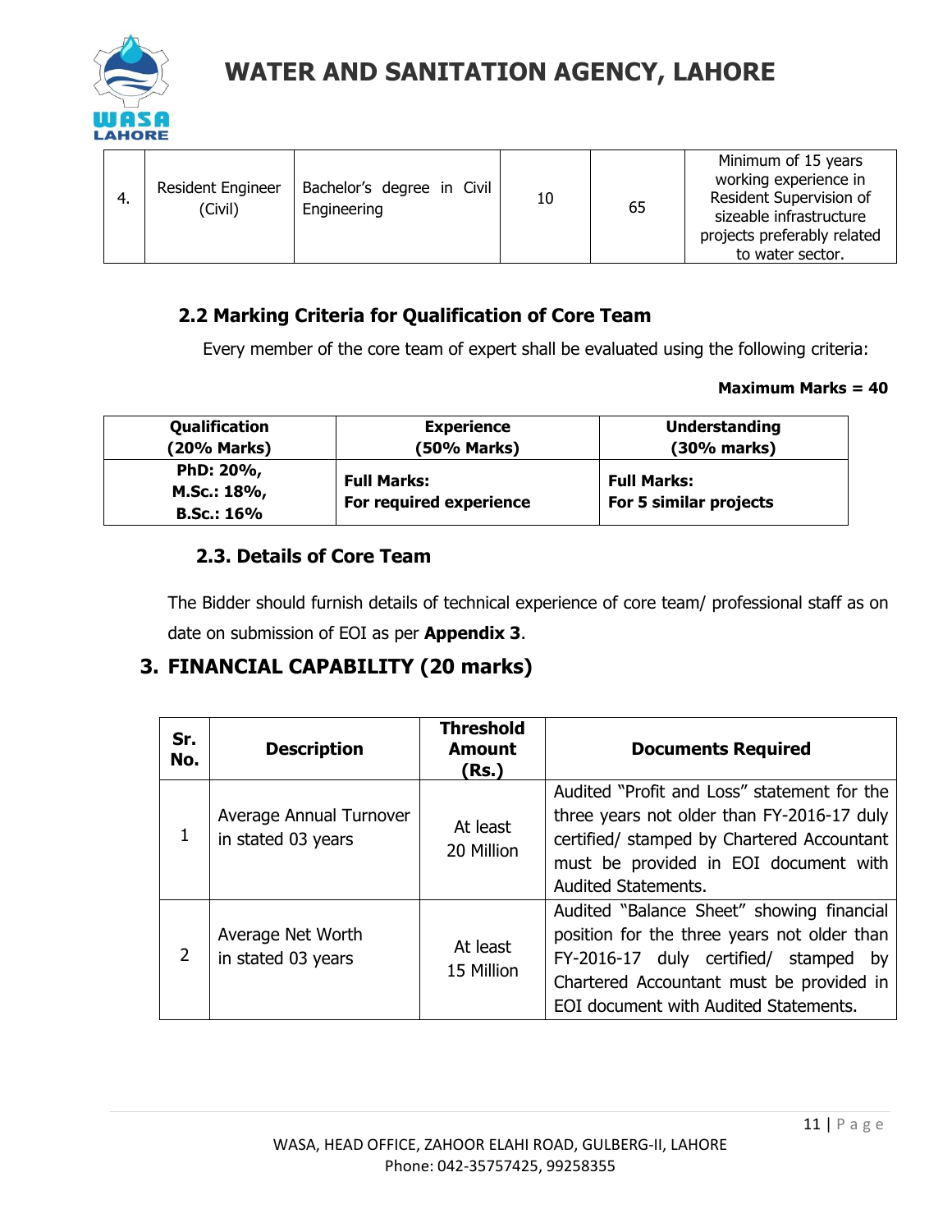| 4. | Resident Engineer (Civil) | Bachelor's degree in Civil Engineering | 10 | 65 | Minimum of 15 years working experience in Resident Supervision of sizeable infrastructure projects preferably related to water sector. |
|---|---|---|---|---|---|

### 2.2 Marking Criteria for Qualification of Core Team

Every member of the core team of expert shall be evaluated using the following criteria:

**Maximum Marks = 40**

| **Qualification (20% Marks)** | **Experience (50% Marks)** | **Understanding (30% marks)** |
|---|---|---|
| **PhD: 20%, M.Sc.: 18%, B.Sc.: 16%** | **Full Marks: For required experience** | **Full Marks: For 5 similar projects** |

### 2.3. Details of Core Team

The Bidder should furnish details of technical experience of core team/ professional staff as on date on submission of EOI as per **Appendix 3**.

## 3. FINANCIAL CAPABILITY (20 marks)

| **Sr. No.** | **Description** | **Threshold Amount (Rs.)** | **Documents Required** |
|---|---|---|---|
| 1 | Average Annual Turnover in stated 03 years | At least 20 Million | Audited "Profit and Loss" statement for the three years not older than FY-2016-17 duly certified/ stamped by Chartered Accountant must be provided in EOI document with Audited Statements. |
| 2 | Average Net Worth in stated 03 years | At least 15 Million | Audited "Balance Sheet" showing financial position for the three years not older than FY-2016-17 duly certified/ stamped by Chartered Accountant must be provided in EOI document with Audited Statements. |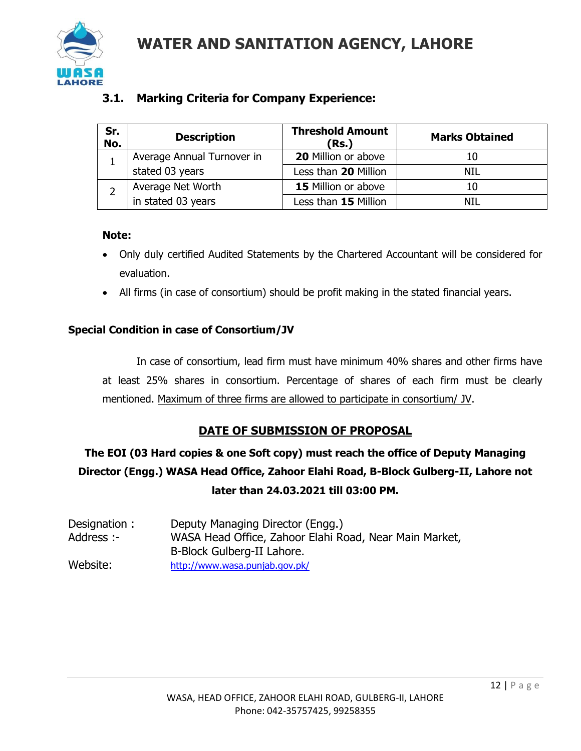### 3.1. Marking Criteria for Company Experience:

| Sr. No. | Description | Threshold Amount (Rs.) | Marks Obtained |
|---|---|---|---|
| 1 | Average Annual Turnover in stated 03 years | **20** Million or above | 10 |
| | | Less than **20** Million | NIL |
| 2 | Average Net Worth in stated 03 years | **15** Million or above | 10 |
| | | Less than **15** Million | NIL |

**Note:**

- Only duly certified Audited Statements by the Chartered Accountant will be considered for evaluation.
- All firms (in case of consortium) should be profit making in the stated financial years.

**Special Condition in case of Consortium/JV**

In case of consortium, lead firm must have minimum 40% shares and other firms have at least 25% shares in consortium. Percentage of shares of each firm must be clearly mentioned. Maximum of three firms are allowed to participate in consortium/ JV.

## DATE OF SUBMISSION OF PROPOSAL

**The EOI (03 Hard copies & one Soft copy) must reach the office of Deputy Managing Director (Engg.) WASA Head Office, Zahoor Elahi Road, B-Block Gulberg-II, Lahore not later than 24.03.2021 till 03:00 PM.**

Designation : Deputy Managing Director (Engg.)
Address :- WASA Head Office, Zahoor Elahi Road, Near Main Market, B-Block Gulberg-II Lahore.
Website: http://www.wasa.punjab.gov.pk/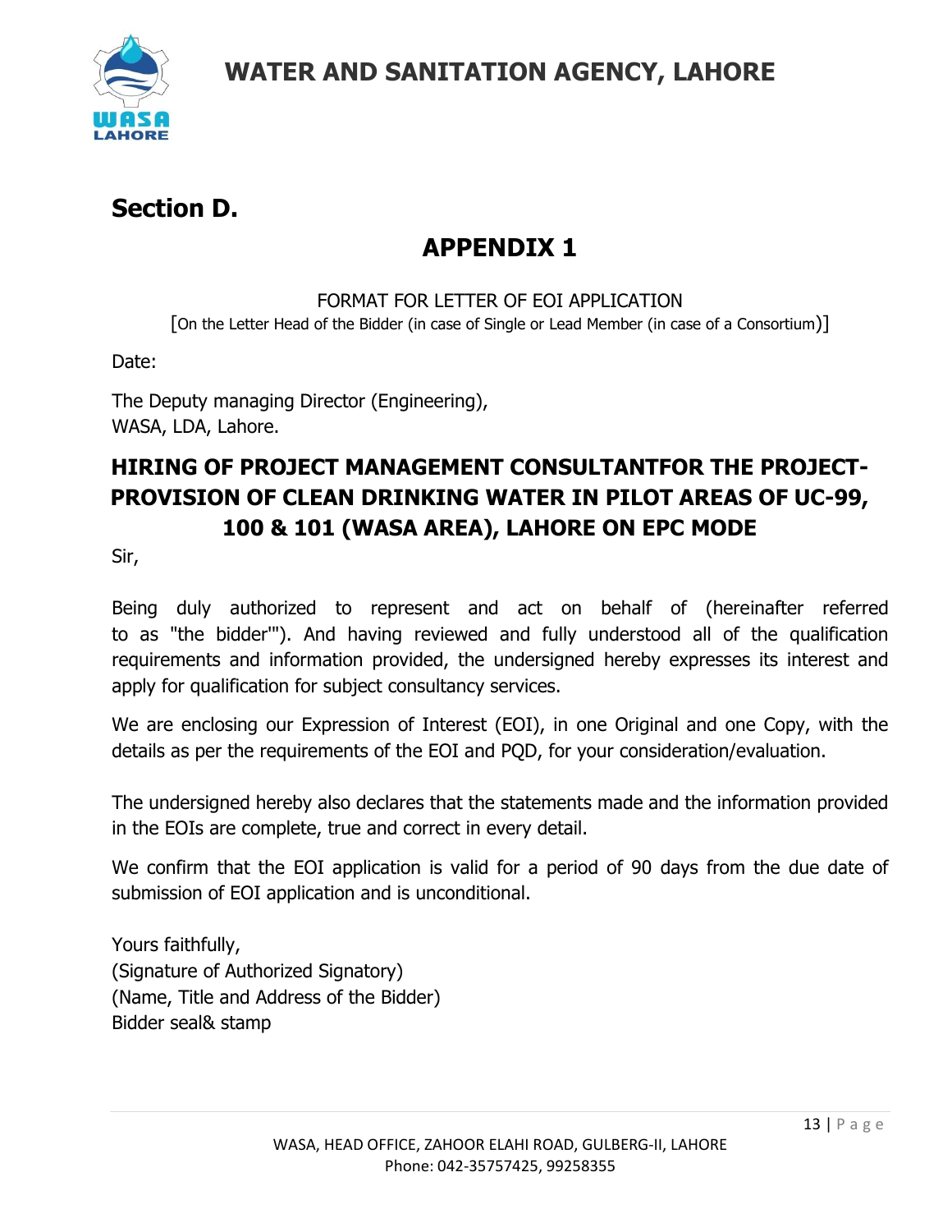## Section D.

# APPENDIX 1

FORMAT FOR LETTER OF EOI APPLICATION

[On the Letter Head of the Bidder (in case of Single or Lead Member (in case of a Consortium)]

Date:

The Deputy managing Director (Engineering),
WASA, LDA, Lahore.

**HIRING OF PROJECT MANAGEMENT CONSULTANTFOR THE PROJECT- PROVISION OF CLEAN DRINKING WATER IN PILOT AREAS OF UC-99, 100 & 101 (WASA AREA), LAHORE ON EPC MODE**

Sir,

Being duly authorized to represent and act on behalf of (hereinafter referred to as "the bidder'"). And having reviewed and fully understood all of the qualification requirements and information provided, the undersigned hereby expresses its interest and apply for qualification for subject consultancy services.

We are enclosing our Expression of Interest (EOI), in one Original and one Copy, with the details as per the requirements of the EOI and PQD, for your consideration/evaluation.

The undersigned hereby also declares that the statements made and the information provided in the EOIs are complete, true and correct in every detail.

We confirm that the EOI application is valid for a period of 90 days from the due date of submission of EOI application and is unconditional.

Yours faithfully,
(Signature of Authorized Signatory)
(Name, Title and Address of the Bidder)
Bidder seal& stamp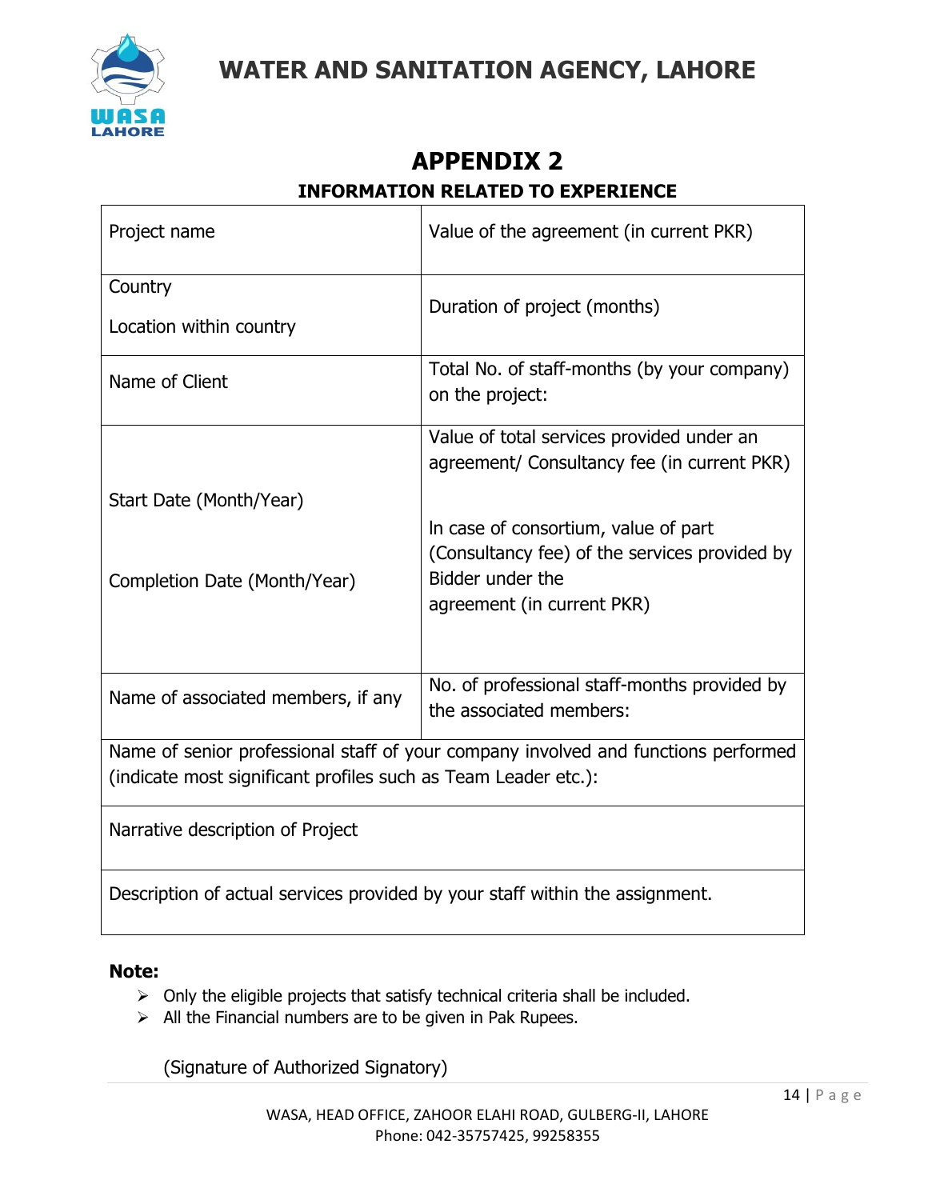# APPENDIX 2

## INFORMATION RELATED TO EXPERIENCE

| | |
|---|---|
| Project name | Value of the agreement (in current PKR) |
| Country<br><br>Location within country | Duration of project (months) |
| Name of Client | Total No. of staff-months (by your company) on the project: |
| Start Date (Month/Year)<br><br>Completion Date (Month/Year) | Value of total services provided under an agreement/ Consultancy fee (in current PKR)<br><br>In case of consortium, value of part (Consultancy fee) of the services provided by Bidder under the agreement (in current PKR) |
| Name of associated members, if any | No. of professional staff-months provided by the associated members: |
| Name of senior professional staff of your company involved and functions performed (indicate most significant profiles such as Team Leader etc.): | |
| Narrative description of Project | |
| Description of actual services provided by your staff within the assignment. | |

**Note:**

- Only the eligible projects that satisfy technical criteria shall be included.
- All the Financial numbers are to be given in Pak Rupees.

(Signature of Authorized Signatory)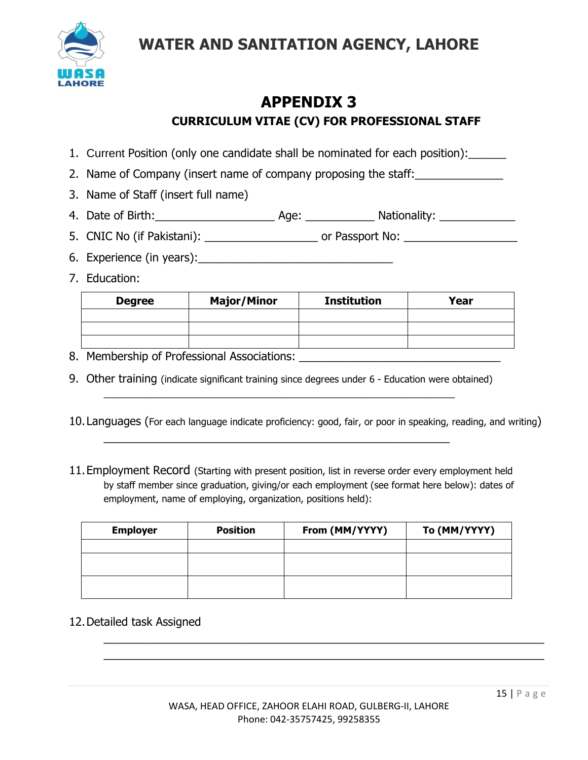# WATER AND SANITATION AGENCY, LAHORE

## APPENDIX 3

### CURRICULUM VITAE (CV) FOR PROFESSIONAL STAFF

1. Current Position (only one candidate shall be nominated for each position):______
2. Name of Company (insert name of company proposing the staff:______________
3. Name of Staff (insert full name)
4. Date of Birth:___________________ Age: ___________ Nationality: ____________
5. CNIC No (if Pakistani): __________________ or Passport No: __________________
6. Experience (in years):_______________________________
7. Education:

| Degree | Major/Minor | Institution | Year |
|---|---|---|---|
| | | | |
| | | | |
| | | | |

8. Membership of Professional Associations: ________________________________
9. Other training (indicate significant training since degrees under 6 - Education were obtained)
   ________________________________________________________
10. Languages (For each language indicate proficiency: good, fair, or poor in speaking, reading, and writing)
    _______________________________________________________
11. Employment Record (Starting with present position, list in reverse order every employment held by staff member since graduation, giving/or each employment (see format here below): dates of employment, name of employing, organization, positions held):

| Employer | Position | From (MM/YYYY) | To (MM/YYYY) |
|---|---|---|---|
| | | | |
| | | | |
| | | | |

12. Detailed task Assigned
    ______________________________________________________________________
    ______________________________________________________________________

WASA, HEAD OFFICE, ZAHOOR ELAHI ROAD, GULBERG-II, LAHORE
Phone: 042-35757425, 99258355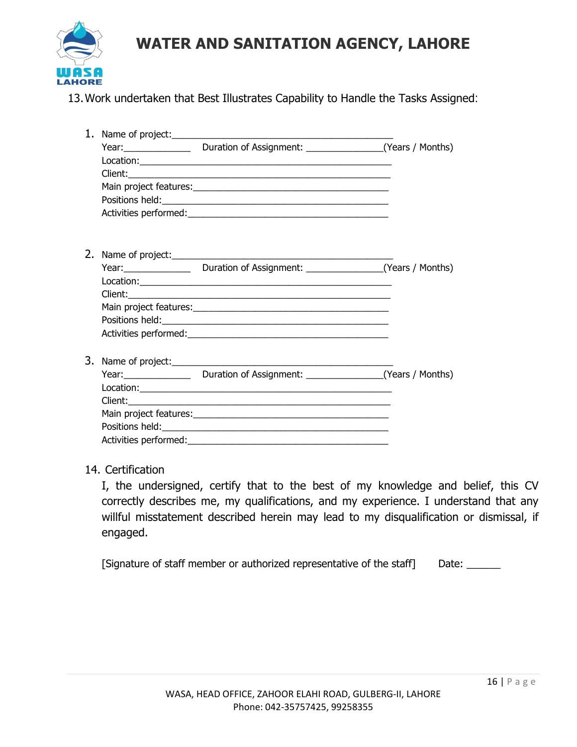13. Work undertaken that Best Illustrates Capability to Handle the Tasks Assigned:

1. Name of project:_____________________________________________
   Year:_____________ Duration of Assignment: _______________(Years / Months)
   Location:___________________________________________________
   Client:_____________________________________________________
   Main project features:_______________________________________
   Positions held:_____________________________________________
   Activities performed:________________________________________

2. Name of project:_____________________________________________
   Year:_____________ Duration of Assignment: _______________(Years / Months)
   Location:___________________________________________________
   Client:_____________________________________________________
   Main project features:_______________________________________
   Positions held:_____________________________________________
   Activities performed:________________________________________

3. Name of project:_____________________________________________
   Year:_____________ Duration of Assignment: _______________(Years / Months)
   Location:___________________________________________________
   Client:_____________________________________________________
   Main project features:_______________________________________
   Positions held:_____________________________________________
   Activities performed:________________________________________

14. Certification

I, the undersigned, certify that to the best of my knowledge and belief, this CV correctly describes me, my qualifications, and my experience. I understand that any willful misstatement described herein may lead to my disqualification or dismissal, if engaged.

[Signature of staff member or authorized representative of the staff]       Date: ______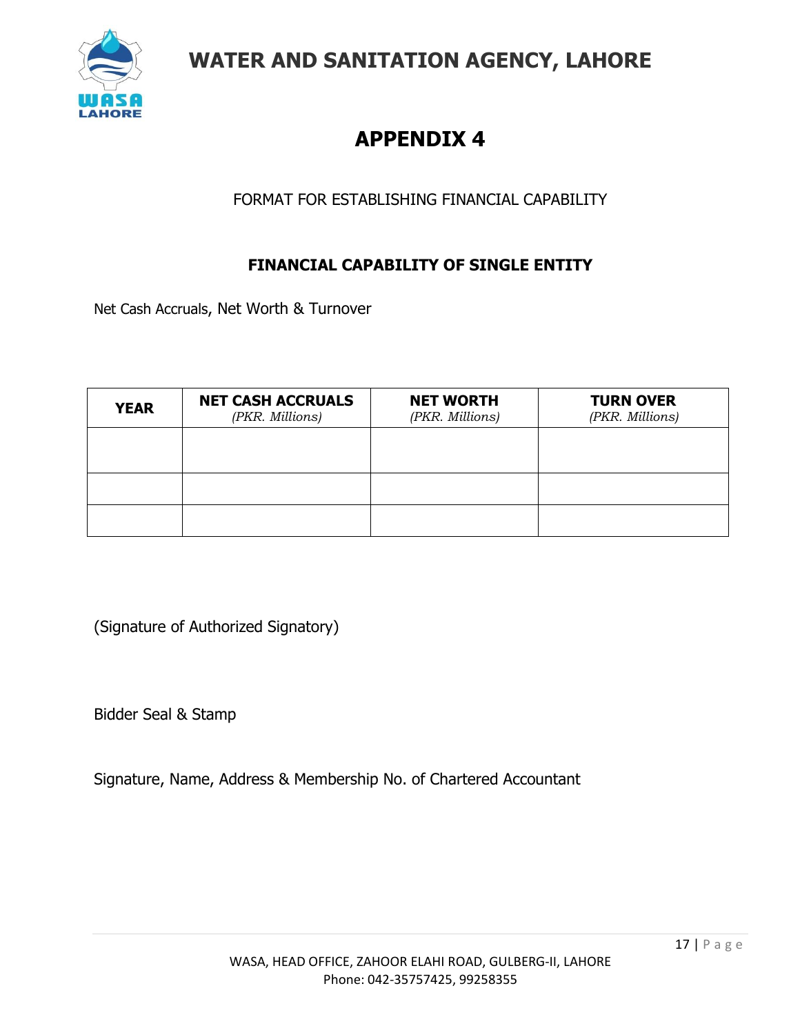# APPENDIX 4

FORMAT FOR ESTABLISHING FINANCIAL CAPABILITY

## FINANCIAL CAPABILITY OF SINGLE ENTITY

Net Cash Accruals, Net Worth & Turnover

| YEAR | NET CASH ACCRUALS *(PKR. Millions)* | NET WORTH *(PKR. Millions)* | TURN OVER *(PKR. Millions)* |
|---|---|---|---|
| | | | |
| | | | |
| | | | |

(Signature of Authorized Signatory)

Bidder Seal & Stamp

Signature, Name, Address & Membership No. of Chartered Accountant